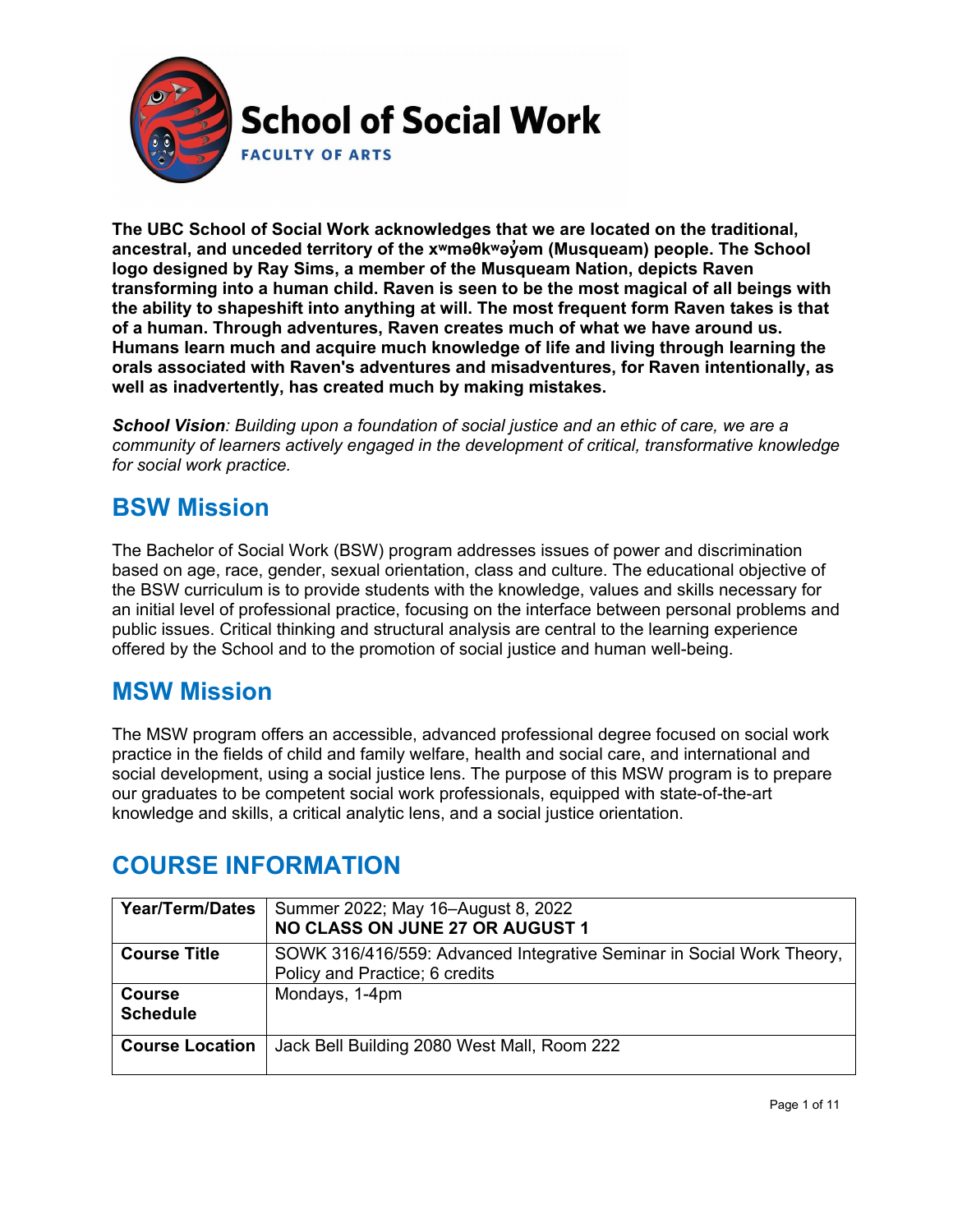**School of Social Work**

**FACULTY OF ARTS**

**The UBC School of Social Work acknowledges that we are located on the traditional, ancestral, and unceded territory of the xʷməθkʷəy̓əm (Musqueam) people. The School logo designed by Ray Sims, a member of the Musqueam Nation, depicts Raven transforming into a human child. Raven is seen to be the most magical of all beings with the ability to shapeshift into anything at will. The most frequent form Raven takes is that of a human. Through adventures, Raven creates much of what we have around us. Humans learn much and acquire much knowledge of life and living through learning the orals associated with Raven's adventures and misadventures, for Raven intentionally, as well as inadvertently, has created much by making mistakes.**

***School Vision**: Building upon a foundation of social justice and an ethic of care, we are a community of learners actively engaged in the development of critical, transformative knowledge for social work practice.*

## BSW Mission

The Bachelor of Social Work (BSW) program addresses issues of power and discrimination based on age, race, gender, sexual orientation, class and culture. The educational objective of the BSW curriculum is to provide students with the knowledge, values and skills necessary for an initial level of professional practice, focusing on the interface between personal problems and public issues. Critical thinking and structural analysis are central to the learning experience offered by the School and to the promotion of social justice and human well-being.

## MSW Mission

The MSW program offers an accessible, advanced professional degree focused on social work practice in the fields of child and family welfare, health and social care, and international and social development, using a social justice lens. The purpose of this MSW program is to prepare our graduates to be competent social work professionals, equipped with state-of-the-art knowledge and skills, a critical analytic lens, and a social justice orientation.

## COURSE INFORMATION

| | |
|---|---|
| **Year/Term/Dates** | Summer 2022; May 16–August 8, 2022<br>**NO CLASS ON JUNE 27 OR AUGUST 1** |
| **Course Title** | SOWK 316/416/559: Advanced Integrative Seminar in Social Work Theory, Policy and Practice; 6 credits |
| **Course Schedule** | Mondays, 1-4pm |
| **Course Location** | Jack Bell Building 2080 West Mall, Room 222 |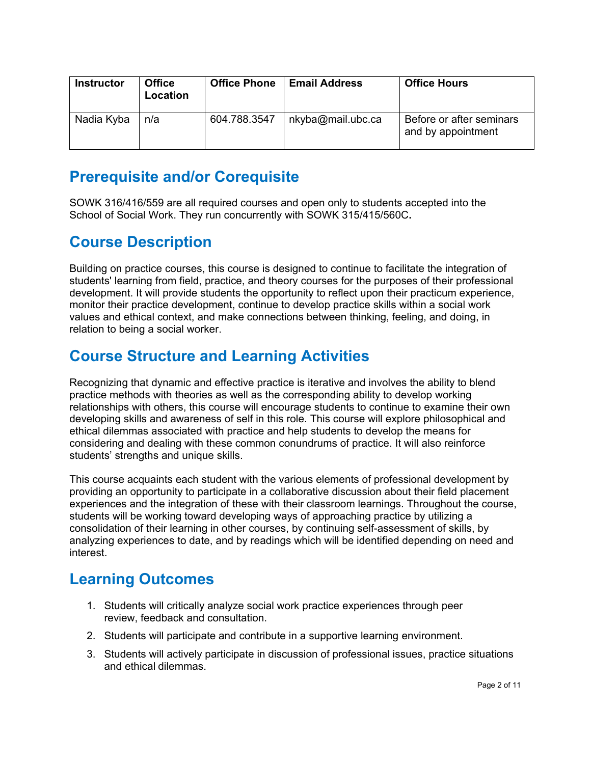| Instructor | Office Location | Office Phone | Email Address | Office Hours |
|---|---|---|---|---|
| Nadia Kyba | n/a | 604.788.3547 | nkyba@mail.ubc.ca | Before or after seminars and by appointment |

## Prerequisite and/or Corequisite

SOWK 316/416/559 are all required courses and open only to students accepted into the School of Social Work. They run concurrently with SOWK 315/415/560C**.**

## Course Description

Building on practice courses, this course is designed to continue to facilitate the integration of students' learning from field, practice, and theory courses for the purposes of their professional development. It will provide students the opportunity to reflect upon their practicum experience, monitor their practice development, continue to develop practice skills within a social work values and ethical context, and make connections between thinking, feeling, and doing, in relation to being a social worker.

## Course Structure and Learning Activities

Recognizing that dynamic and effective practice is iterative and involves the ability to blend practice methods with theories as well as the corresponding ability to develop working relationships with others, this course will encourage students to continue to examine their own developing skills and awareness of self in this role. This course will explore philosophical and ethical dilemmas associated with practice and help students to develop the means for considering and dealing with these common conundrums of practice. It will also reinforce students' strengths and unique skills.

This course acquaints each student with the various elements of professional development by providing an opportunity to participate in a collaborative discussion about their field placement experiences and the integration of these with their classroom learnings. Throughout the course, students will be working toward developing ways of approaching practice by utilizing a consolidation of their learning in other courses, by continuing self-assessment of skills, by analyzing experiences to date, and by readings which will be identified depending on need and interest.

## Learning Outcomes

1. Students will critically analyze social work practice experiences through peer review, feedback and consultation.
2. Students will participate and contribute in a supportive learning environment.
3. Students will actively participate in discussion of professional issues, practice situations and ethical dilemmas.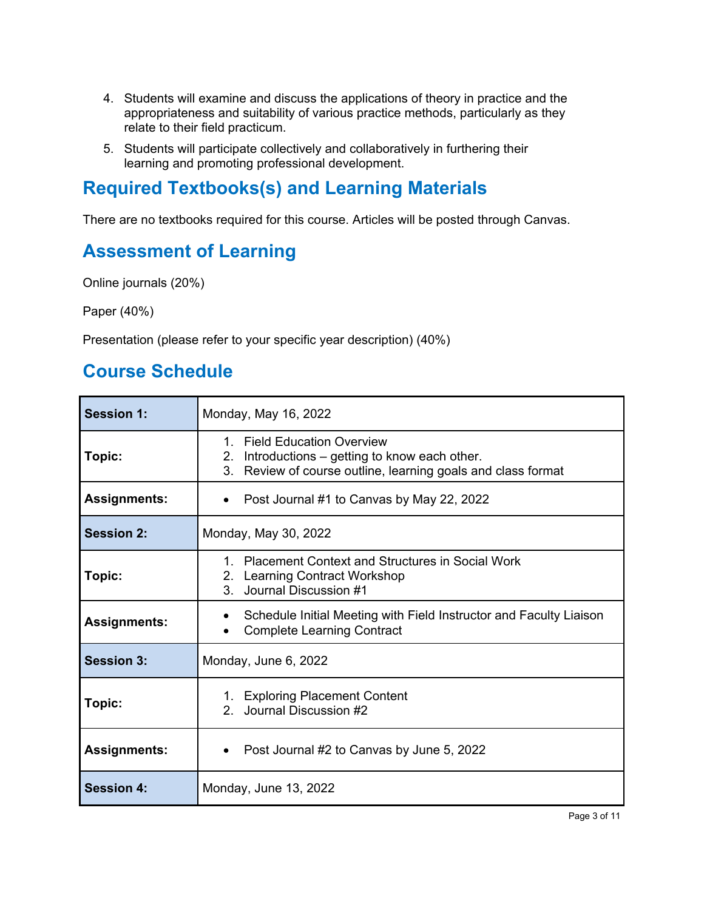4. Students will examine and discuss the applications of theory in practice and the appropriateness and suitability of various practice methods, particularly as they relate to their field practicum.
5. Students will participate collectively and collaboratively in furthering their learning and promoting professional development.

## Required Textbooks(s) and Learning Materials

There are no textbooks required for this course. Articles will be posted through Canvas.

## Assessment of Learning

Online journals (20%)

Paper (40%)

Presentation (please refer to your specific year description) (40%)

## Course Schedule

| **Session 1:** | Monday, May 16, 2022 |
|---|---|
| **Topic:** | 1. Field Education Overview<br>2. Introductions – getting to know each other.<br>3. Review of course outline, learning goals and class format |
| **Assignments:** | • Post Journal #1 to Canvas by May 22, 2022 |
| **Session 2:** | Monday, May 30, 2022 |
| **Topic:** | 1. Placement Context and Structures in Social Work<br>2. Learning Contract Workshop<br>3. Journal Discussion #1 |
| **Assignments:** | • Schedule Initial Meeting with Field Instructor and Faculty Liaison<br>• Complete Learning Contract |
| **Session 3:** | Monday, June 6, 2022 |
| **Topic:** | 1. Exploring Placement Content<br>2. Journal Discussion #2 |
| **Assignments:** | • Post Journal #2 to Canvas by June 5, 2022 |
| **Session 4:** | Monday, June 13, 2022 |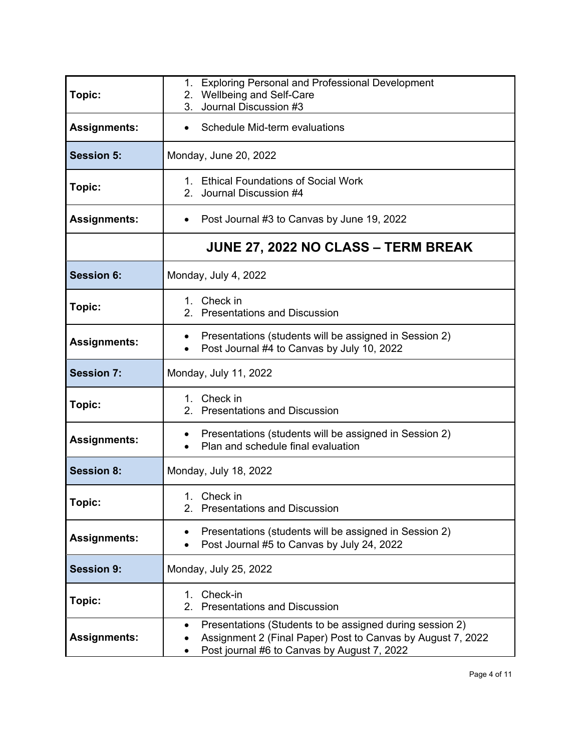| | |
|---|---|
| **Topic:** | 1. Exploring Personal and Professional Development<br>2. Wellbeing and Self-Care<br>3. Journal Discussion #3 |
| **Assignments:** | • Schedule Mid-term evaluations |
| **Session 5:** | Monday, June 20, 2022 |
| **Topic:** | 1. Ethical Foundations of Social Work<br>2. Journal Discussion #4 |
| **Assignments:** | • Post Journal #3 to Canvas by June 19, 2022 |
| | **JUNE 27, 2022 NO CLASS – TERM BREAK** |
| **Session 6:** | Monday, July 4, 2022 |
| **Topic:** | 1. Check in<br>2. Presentations and Discussion |
| **Assignments:** | • Presentations (students will be assigned in Session 2)<br>• Post Journal #4 to Canvas by July 10, 2022 |
| **Session 7:** | Monday, July 11, 2022 |
| **Topic:** | 1. Check in<br>2. Presentations and Discussion |
| **Assignments:** | • Presentations (students will be assigned in Session 2)<br>• Plan and schedule final evaluation |
| **Session 8:** | Monday, July 18, 2022 |
| **Topic:** | 1. Check in<br>2. Presentations and Discussion |
| **Assignments:** | • Presentations (students will be assigned in Session 2)<br>• Post Journal #5 to Canvas by July 24, 2022 |
| **Session 9:** | Monday, July 25, 2022 |
| **Topic:** | 1. Check-in<br>2. Presentations and Discussion |
| **Assignments:** | • Presentations (Students to be assigned during session 2)<br>• Assignment 2 (Final Paper) Post to Canvas by August 7, 2022<br>• Post journal #6 to Canvas by August 7, 2022 |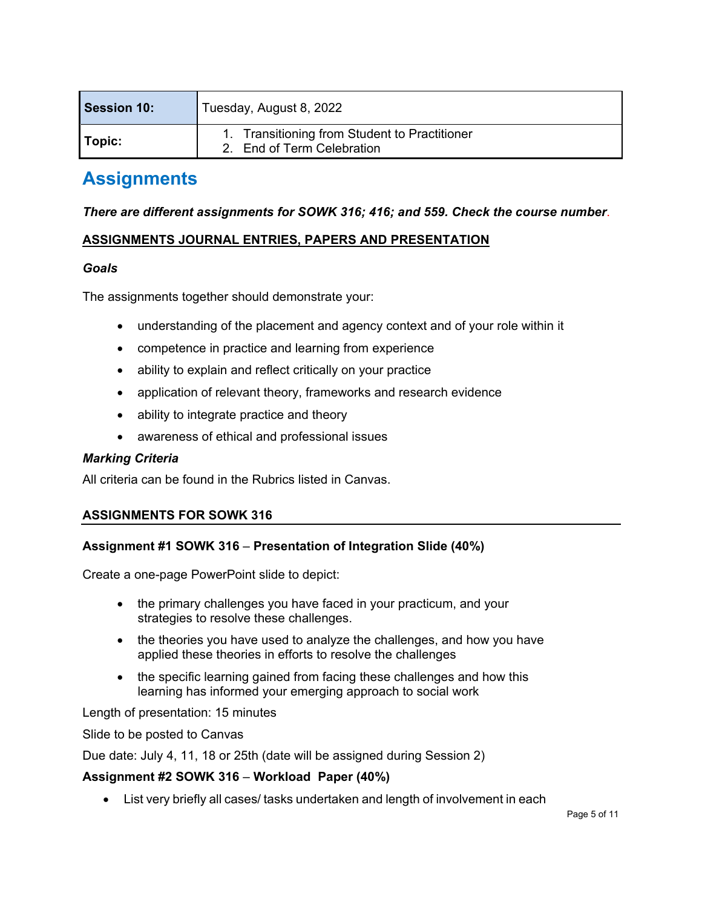| Session 10: | Tuesday, August 8, 2022 |
| --- | --- |
| Topic: | 1. Transitioning from Student to Practitioner<br>2. End of Term Celebration |

# Assignments

***There are different assignments for SOWK 316; 416; and 559. Check the course number.***

**ASSIGNMENTS JOURNAL ENTRIES, PAPERS AND PRESENTATION**

***Goals***

The assignments together should demonstrate your:

- understanding of the placement and agency context and of your role within it
- competence in practice and learning from experience
- ability to explain and reflect critically on your practice
- application of relevant theory, frameworks and research evidence
- ability to integrate practice and theory
- awareness of ethical and professional issues

***Marking Criteria***

All criteria can be found in the Rubrics listed in Canvas.

## ASSIGNMENTS FOR SOWK 316

**Assignment #1 SOWK 316 – Presentation of Integration Slide (40%)**

Create a one-page PowerPoint slide to depict:

- the primary challenges you have faced in your practicum, and your strategies to resolve these challenges.
- the theories you have used to analyze the challenges, and how you have applied these theories in efforts to resolve the challenges
- the specific learning gained from facing these challenges and how this learning has informed your emerging approach to social work

Length of presentation: 15 minutes

Slide to be posted to Canvas

Due date: July 4, 11, 18 or 25th (date will be assigned during Session 2)

**Assignment #2 SOWK 316 – Workload Paper (40%)**

- List very briefly all cases/ tasks undertaken and length of involvement in each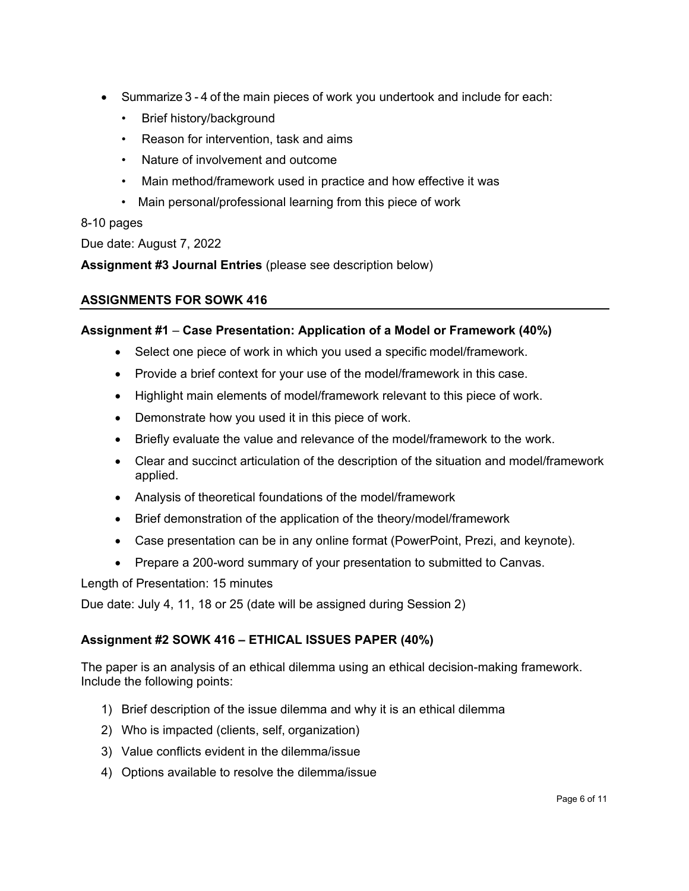- Summarize 3 - 4 of the main pieces of work you undertook and include for each:
  - Brief history/background
  - Reason for intervention, task and aims
  - Nature of involvement and outcome
  - Main method/framework used in practice and how effective it was
  - Main personal/professional learning from this piece of work

8-10 pages

Due date: August 7, 2022

**Assignment #3 Journal Entries** (please see description below)

## ASSIGNMENTS FOR SOWK 416

**Assignment #1** – **Case Presentation: Application of a Model or Framework (40%)**

- Select one piece of work in which you used a specific model/framework.
- Provide a brief context for your use of the model/framework in this case.
- Highlight main elements of model/framework relevant to this piece of work.
- Demonstrate how you used it in this piece of work.
- Briefly evaluate the value and relevance of the model/framework to the work.
- Clear and succinct articulation of the description of the situation and model/framework applied.
- Analysis of theoretical foundations of the model/framework
- Brief demonstration of the application of the theory/model/framework
- Case presentation can be in any online format (PowerPoint, Prezi, and keynote).
- Prepare a 200-word summary of your presentation to submitted to Canvas.

Length of Presentation: 15 minutes

Due date: July 4, 11, 18 or 25 (date will be assigned during Session 2)

**Assignment #2 SOWK 416 – ETHICAL ISSUES PAPER (40%)**

The paper is an analysis of an ethical dilemma using an ethical decision-making framework. Include the following points:

1) Brief description of the issue dilemma and why it is an ethical dilemma
2) Who is impacted (clients, self, organization)
3) Value conflicts evident in the dilemma/issue
4) Options available to resolve the dilemma/issue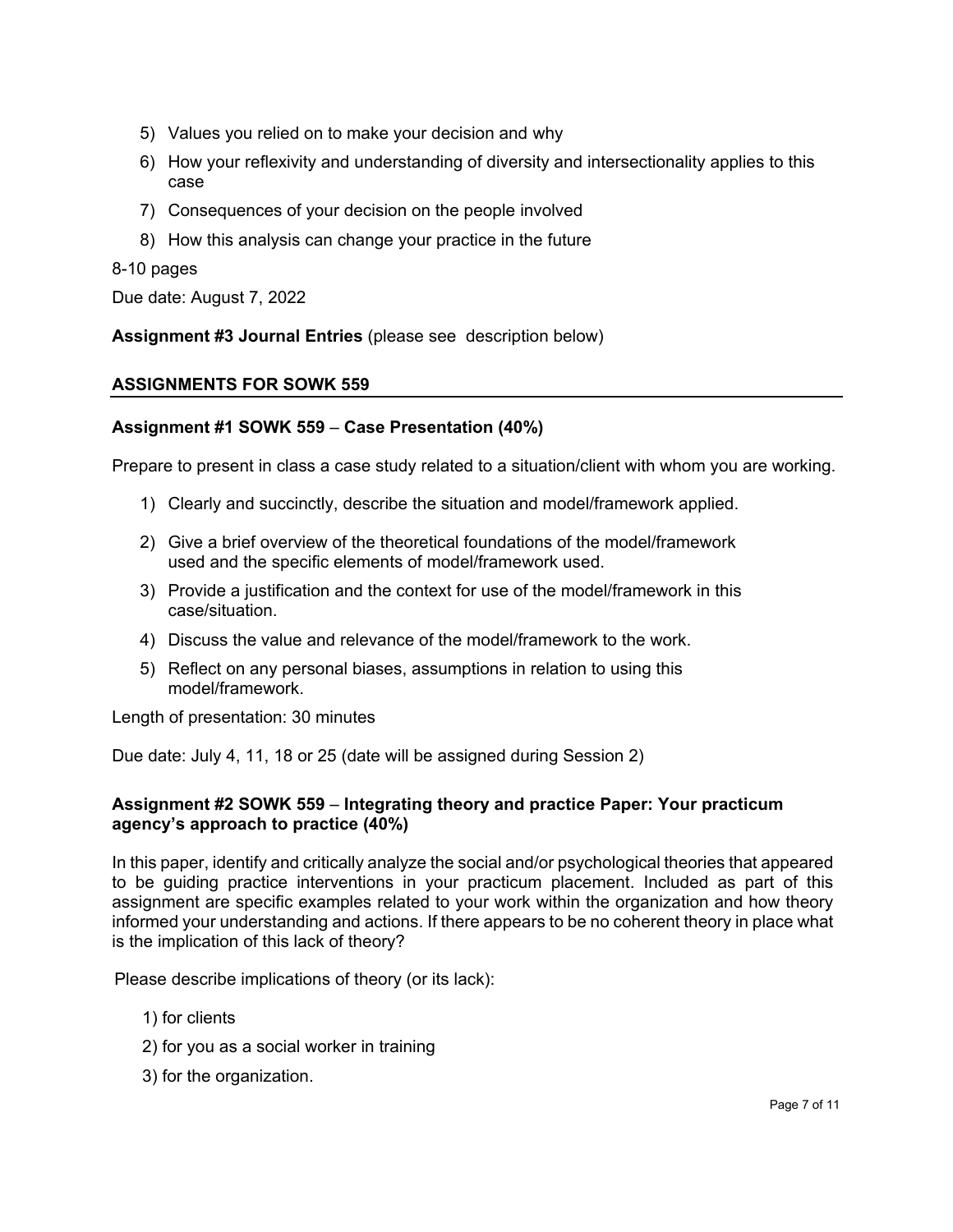5) Values you relied on to make your decision and why
6) How your reflexivity and understanding of diversity and intersectionality applies to this case
7) Consequences of your decision on the people involved
8) How this analysis can change your practice in the future

8-10 pages

Due date: August 7, 2022

**Assignment #3 Journal Entries** (please see description below)

## ASSIGNMENTS FOR SOWK 559

### Assignment #1 SOWK 559 – Case Presentation (40%)

Prepare to present in class a case study related to a situation/client with whom you are working.

1) Clearly and succinctly, describe the situation and model/framework applied.
2) Give a brief overview of the theoretical foundations of the model/framework used and the specific elements of model/framework used.
3) Provide a justification and the context for use of the model/framework in this case/situation.
4) Discuss the value and relevance of the model/framework to the work.
5) Reflect on any personal biases, assumptions in relation to using this model/framework.

Length of presentation: 30 minutes

Due date: July 4, 11, 18 or 25 (date will be assigned during Session 2)

### Assignment #2 SOWK 559 – Integrating theory and practice Paper: Your practicum agency's approach to practice (40%)

In this paper, identify and critically analyze the social and/or psychological theories that appeared to be guiding practice interventions in your practicum placement. Included as part of this assignment are specific examples related to your work within the organization and how theory informed your understanding and actions. If there appears to be no coherent theory in place what is the implication of this lack of theory?

Please describe implications of theory (or its lack):

1) for clients
2) for you as a social worker in training
3) for the organization.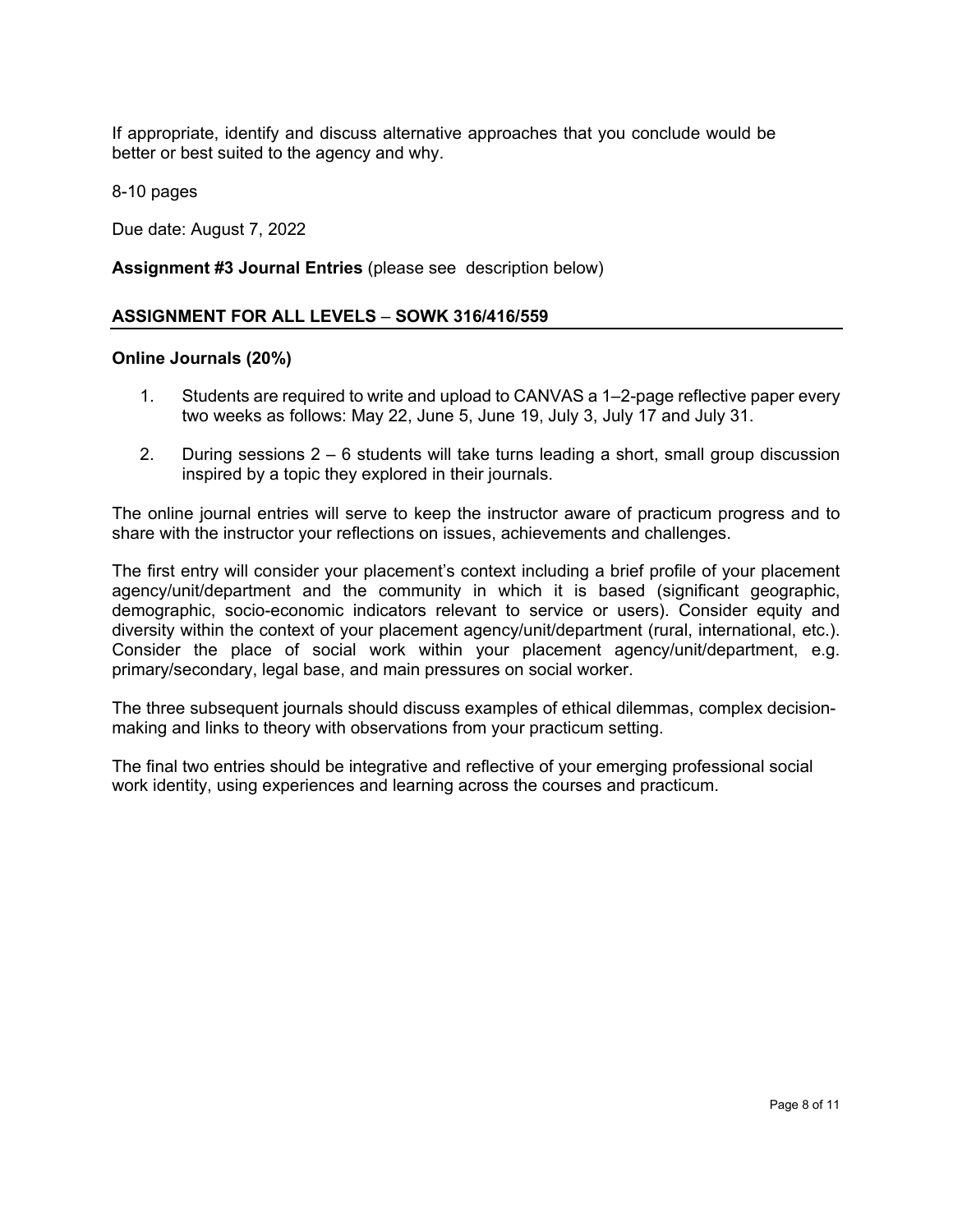If appropriate, identify and discuss alternative approaches that you conclude would be better or best suited to the agency and why.

8-10 pages

Due date: August 7, 2022

**Assignment #3 Journal Entries** (please see description below)

## ASSIGNMENT FOR ALL LEVELS – SOWK 316/416/559

**Online Journals (20%)**

1. Students are required to write and upload to CANVAS a 1–2-page reflective paper every two weeks as follows: May 22, June 5, June 19, July 3, July 17 and July 31.

2. During sessions 2 – 6 students will take turns leading a short, small group discussion inspired by a topic they explored in their journals.

The online journal entries will serve to keep the instructor aware of practicum progress and to share with the instructor your reflections on issues, achievements and challenges.

The first entry will consider your placement's context including a brief profile of your placement agency/unit/department and the community in which it is based (significant geographic, demographic, socio-economic indicators relevant to service or users). Consider equity and diversity within the context of your placement agency/unit/department (rural, international, etc.). Consider the place of social work within your placement agency/unit/department, e.g. primary/secondary, legal base, and main pressures on social worker.

The three subsequent journals should discuss examples of ethical dilemmas, complex decision-making and links to theory with observations from your practicum setting.

The final two entries should be integrative and reflective of your emerging professional social work identity, using experiences and learning across the courses and practicum.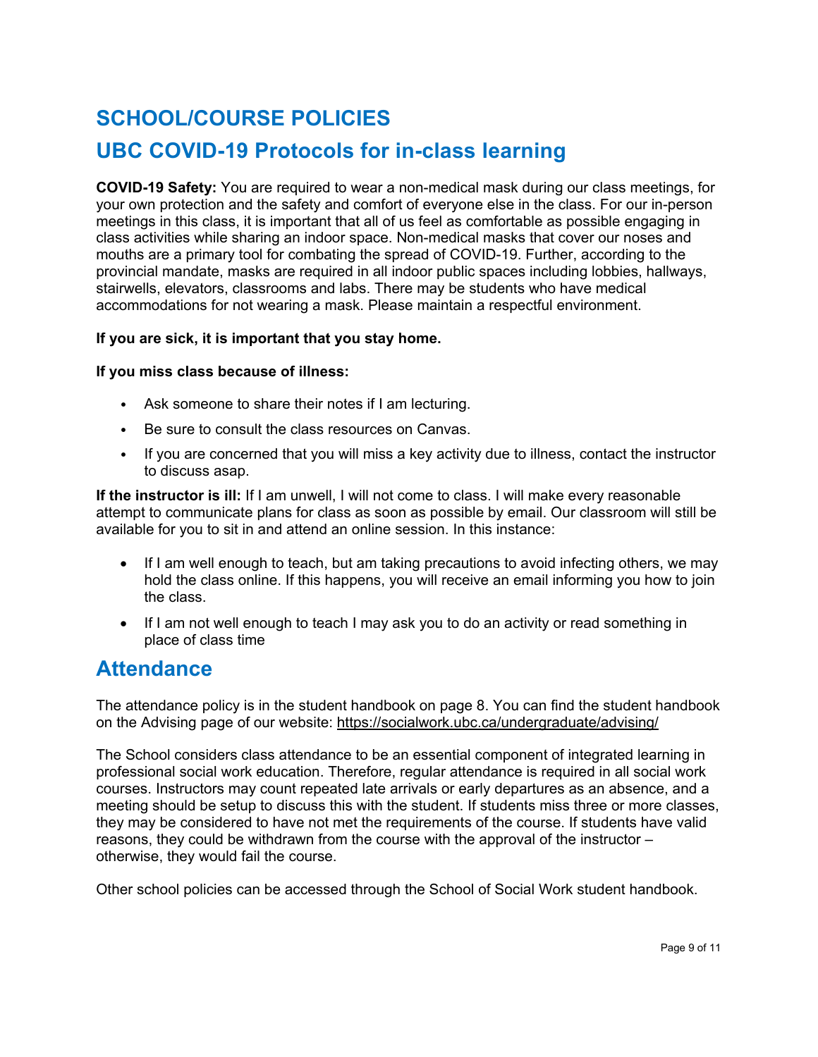# SCHOOL/COURSE POLICIES

## UBC COVID-19 Protocols for in-class learning

**COVID-19 Safety:** You are required to wear a non-medical mask during our class meetings, for your own protection and the safety and comfort of everyone else in the class. For our in-person meetings in this class, it is important that all of us feel as comfortable as possible engaging in class activities while sharing an indoor space. Non-medical masks that cover our noses and mouths are a primary tool for combating the spread of COVID-19. Further, according to the provincial mandate, masks are required in all indoor public spaces including lobbies, hallways, stairwells, elevators, classrooms and labs. There may be students who have medical accommodations for not wearing a mask. Please maintain a respectful environment.

**If you are sick, it is important that you stay home.**

**If you miss class because of illness:**

- Ask someone to share their notes if I am lecturing.
- Be sure to consult the class resources on Canvas.
- If you are concerned that you will miss a key activity due to illness, contact the instructor to discuss asap.

**If the instructor is ill:** If I am unwell, I will not come to class. I will make every reasonable attempt to communicate plans for class as soon as possible by email. Our classroom will still be available for you to sit in and attend an online session. In this instance:

- If I am well enough to teach, but am taking precautions to avoid infecting others, we may hold the class online. If this happens, you will receive an email informing you how to join the class.
- If I am not well enough to teach I may ask you to do an activity or read something in place of class time

## Attendance

The attendance policy is in the student handbook on page 8. You can find the student handbook on the Advising page of our website: https://socialwork.ubc.ca/undergraduate/advising/

The School considers class attendance to be an essential component of integrated learning in professional social work education. Therefore, regular attendance is required in all social work courses. Instructors may count repeated late arrivals or early departures as an absence, and a meeting should be setup to discuss this with the student. If students miss three or more classes, they may be considered to have not met the requirements of the course. If students have valid reasons, they could be withdrawn from the course with the approval of the instructor – otherwise, they would fail the course.

Other school policies can be accessed through the School of Social Work student handbook.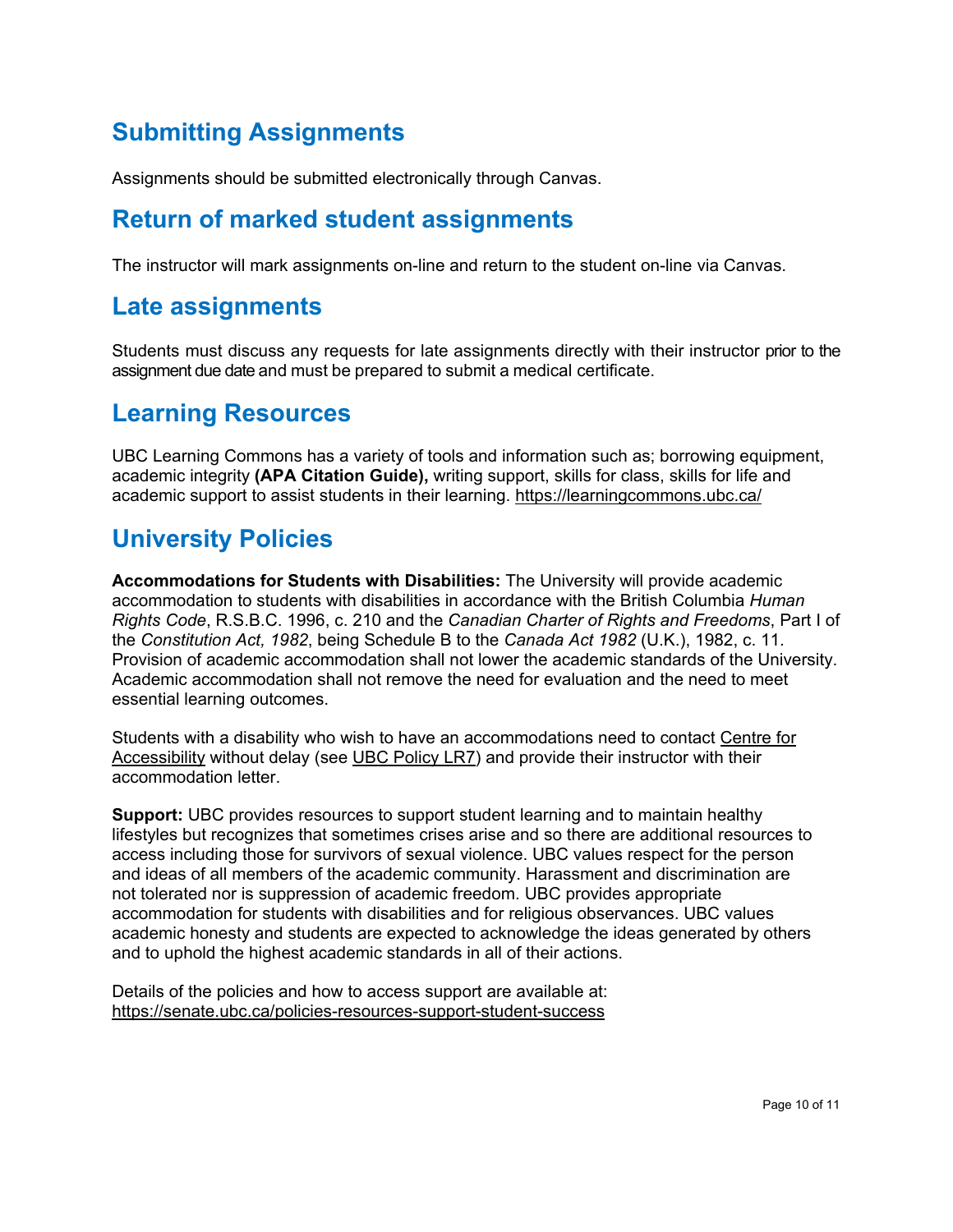## Submitting Assignments

Assignments should be submitted electronically through Canvas.

## Return of marked student assignments

The instructor will mark assignments on-line and return to the student on-line via Canvas.

## Late assignments

Students must discuss any requests for late assignments directly with their instructor prior to the assignment due date and must be prepared to submit a medical certificate.

## Learning Resources

UBC Learning Commons has a variety of tools and information such as; borrowing equipment, academic integrity **(APA Citation Guide),** writing support, skills for class, skills for life and academic support to assist students in their learning. https://learningcommons.ubc.ca/

## University Policies

**Accommodations for Students with Disabilities:** The University will provide academic accommodation to students with disabilities in accordance with the British Columbia *Human Rights Code*, R.S.B.C. 1996, c. 210 and the *Canadian Charter of Rights and Freedoms*, Part I of the *Constitution Act, 1982*, being Schedule B to the *Canada Act 1982* (U.K.), 1982, c. 11. Provision of academic accommodation shall not lower the academic standards of the University. Academic accommodation shall not remove the need for evaluation and the need to meet essential learning outcomes.

Students with a disability who wish to have an accommodations need to contact Centre for Accessibility without delay (see UBC Policy LR7) and provide their instructor with their accommodation letter.

**Support:** UBC provides resources to support student learning and to maintain healthy lifestyles but recognizes that sometimes crises arise and so there are additional resources to access including those for survivors of sexual violence. UBC values respect for the person and ideas of all members of the academic community. Harassment and discrimination are not tolerated nor is suppression of academic freedom. UBC provides appropriate accommodation for students with disabilities and for religious observances. UBC values academic honesty and students are expected to acknowledge the ideas generated by others and to uphold the highest academic standards in all of their actions.

Details of the policies and how to access support are available at: https://senate.ubc.ca/policies-resources-support-student-success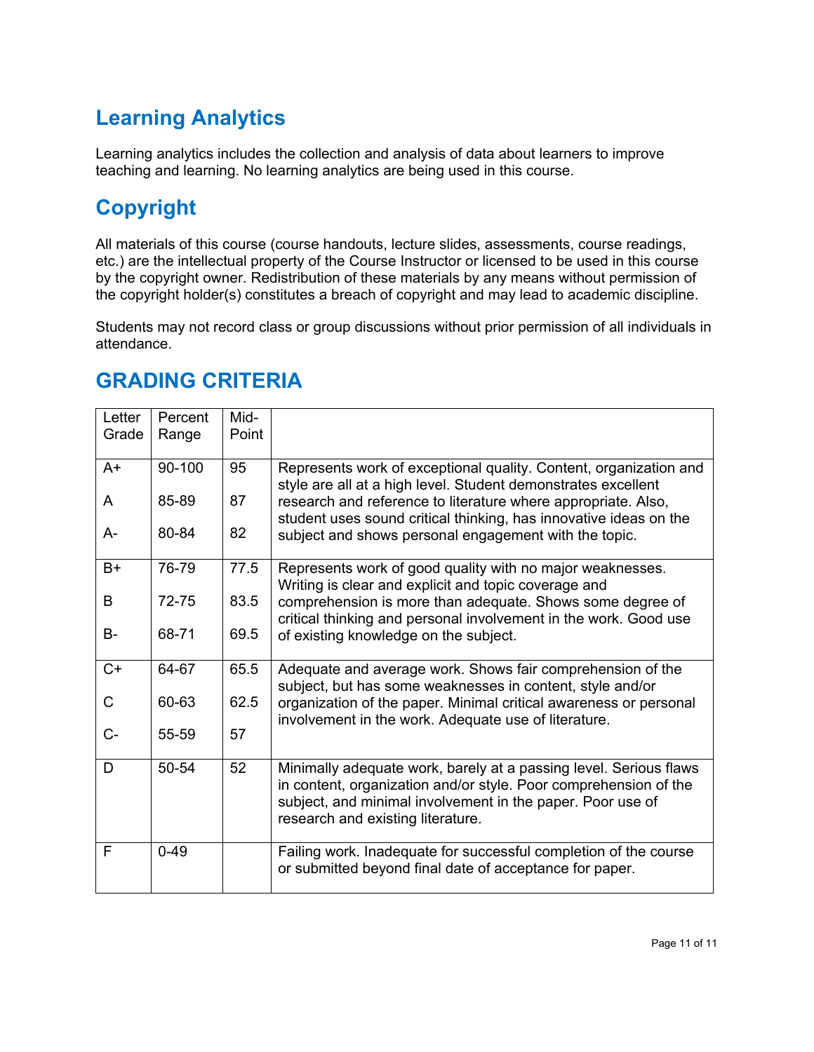## Learning Analytics

Learning analytics includes the collection and analysis of data about learners to improve teaching and learning. No learning analytics are being used in this course.

## Copyright

All materials of this course (course handouts, lecture slides, assessments, course readings, etc.) are the intellectual property of the Course Instructor or licensed to be used in this course by the copyright owner. Redistribution of these materials by any means without permission of the copyright holder(s) constitutes a breach of copyright and may lead to academic discipline.

Students may not record class or group discussions without prior permission of all individuals in attendance.

## GRADING CRITERIA

| Letter Grade | Percent Range | Mid-Point | |
|---|---|---|---|
| A+<br>A<br>A- | 90-100<br>85-89<br>80-84 | 95<br>87<br>82 | Represents work of exceptional quality. Content, organization and style are all at a high level. Student demonstrates excellent research and reference to literature where appropriate. Also, student uses sound critical thinking, has innovative ideas on the subject and shows personal engagement with the topic. |
| B+<br>B<br>B- | 76-79<br>72-75<br>68-71 | 77.5<br>83.5<br>69.5 | Represents work of good quality with no major weaknesses. Writing is clear and explicit and topic coverage and comprehension is more than adequate. Shows some degree of critical thinking and personal involvement in the work. Good use of existing knowledge on the subject. |
| C+<br>C<br>C- | 64-67<br>60-63<br>55-59 | 65.5<br>62.5<br>57 | Adequate and average work. Shows fair comprehension of the subject, but has some weaknesses in content, style and/or organization of the paper. Minimal critical awareness or personal involvement in the work. Adequate use of literature. |
| D | 50-54 | 52 | Minimally adequate work, barely at a passing level. Serious flaws in content, organization and/or style. Poor comprehension of the subject, and minimal involvement in the paper. Poor use of research and existing literature. |
| F | 0-49 | | Failing work. Inadequate for successful completion of the course or submitted beyond final date of acceptance for paper. |